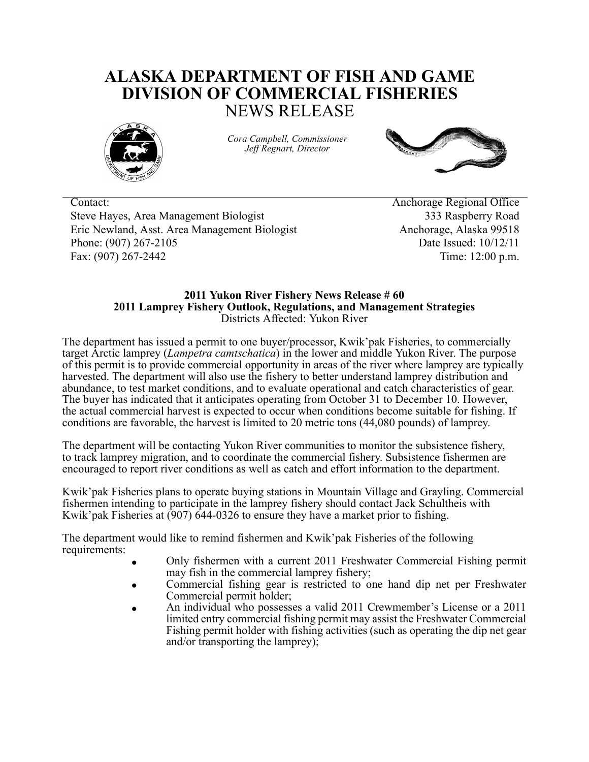# ALASKA DEPARTMENT OF FISH AND GAME
# DIVISION OF COMMERCIAL FISHERIES
## NEWS RELEASE

*Cora Campbell, Commissioner*
*Jeff Regnart, Director*

Contact:
Steve Hayes, Area Management Biologist
Eric Newland, Asst. Area Management Biologist
Phone: (907) 267-2105
Fax: (907) 267-2442

Anchorage Regional Office
333 Raspberry Road
Anchorage, Alaska 99518
Date Issued: 10/12/11
Time: 12:00 p.m.

**2011 Yukon River Fishery News Release # 60**
**2011 Lamprey Fishery Outlook, Regulations, and Management Strategies**
Districts Affected: Yukon River

The department has issued a permit to one buyer/processor, Kwik'pak Fisheries, to commercially target Arctic lamprey (*Lampetra camtschatica*) in the lower and middle Yukon River. The purpose of this permit is to provide commercial opportunity in areas of the river where lamprey are typically harvested. The department will also use the fishery to better understand lamprey distribution and abundance, to test market conditions, and to evaluate operational and catch characteristics of gear. The buyer has indicated that it anticipates operating from October 31 to December 10. However, the actual commercial harvest is expected to occur when conditions become suitable for fishing. If conditions are favorable, the harvest is limited to 20 metric tons (44,080 pounds) of lamprey.

The department will be contacting Yukon River communities to monitor the subsistence fishery, to track lamprey migration, and to coordinate the commercial fishery. Subsistence fishermen are encouraged to report river conditions as well as catch and effort information to the department.

Kwik'pak Fisheries plans to operate buying stations in Mountain Village and Grayling. Commercial fishermen intending to participate in the lamprey fishery should contact Jack Schultheis with Kwik'pak Fisheries at (907) 644-0326 to ensure they have a market prior to fishing.

The department would like to remind fishermen and Kwik'pak Fisheries of the following requirements:

- Only fishermen with a current 2011 Freshwater Commercial Fishing permit may fish in the commercial lamprey fishery;
- Commercial fishing gear is restricted to one hand dip net per Freshwater Commercial permit holder;
- An individual who possesses a valid 2011 Crewmember's License or a 2011 limited entry commercial fishing permit may assist the Freshwater Commercial Fishing permit holder with fishing activities (such as operating the dip net gear and/or transporting the lamprey);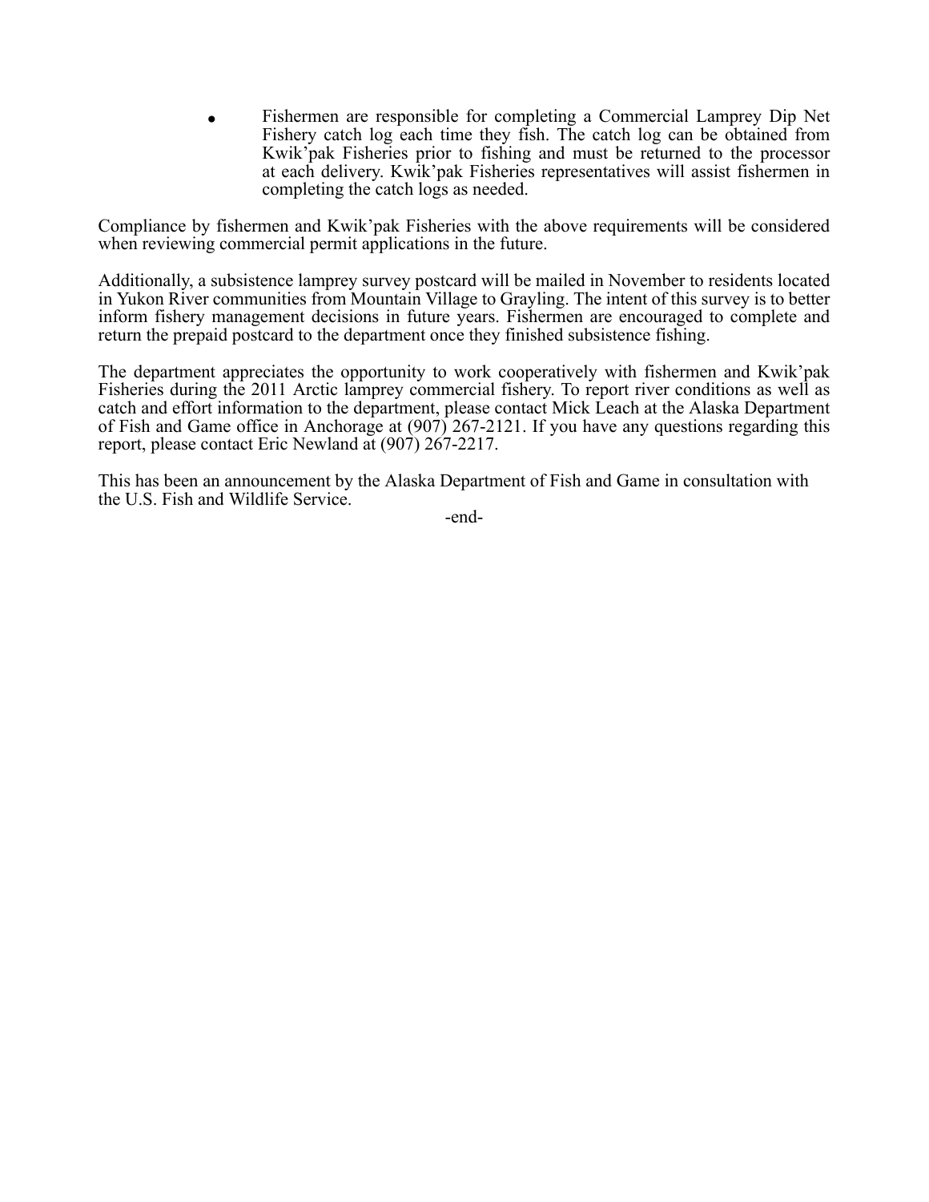- Fishermen are responsible for completing a Commercial Lamprey Dip Net Fishery catch log each time they fish. The catch log can be obtained from Kwik'pak Fisheries prior to fishing and must be returned to the processor at each delivery. Kwik'pak Fisheries representatives will assist fishermen in completing the catch logs as needed.

Compliance by fishermen and Kwik'pak Fisheries with the above requirements will be considered when reviewing commercial permit applications in the future.

Additionally, a subsistence lamprey survey postcard will be mailed in November to residents located in Yukon River communities from Mountain Village to Grayling. The intent of this survey is to better inform fishery management decisions in future years. Fishermen are encouraged to complete and return the prepaid postcard to the department once they finished subsistence fishing.

The department appreciates the opportunity to work cooperatively with fishermen and Kwik'pak Fisheries during the 2011 Arctic lamprey commercial fishery. To report river conditions as well as catch and effort information to the department, please contact Mick Leach at the Alaska Department of Fish and Game office in Anchorage at (907) 267-2121. If you have any questions regarding this report, please contact Eric Newland at (907) 267-2217.

This has been an announcement by the Alaska Department of Fish and Game in consultation with the U.S. Fish and Wildlife Service.

-end-